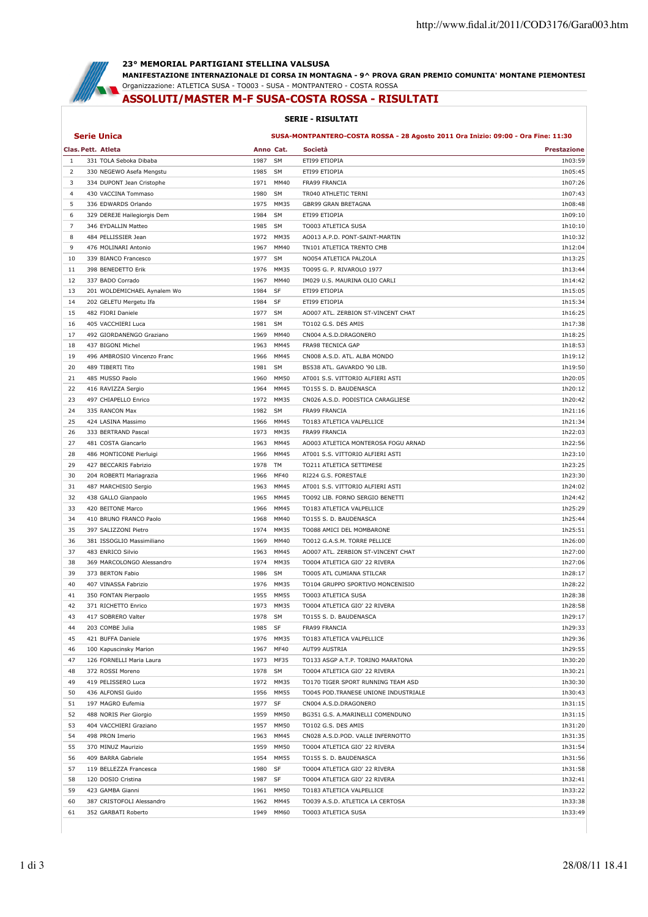## 23° MEMORIAL PARTIGIANI STELLINA VALSUSA

**MANIFESTAZIONE INTERNAZIONALE DI CORSA IN MONTAGNA - 9^ PROVA GRAN PREMIO COMUNITA' MONTANE PIEMONTESI**

Organizzazione: ATLETICA SUSA - TO003 - SUSA - MONTPANTERO - COSTA ROSSA

# ASSOLUTI/MASTER M-F SUSA-COSTA ROSSA - RISULTATI

### SERIE - RISULTATI

**Serie Unica** — **SUSA-MONTPANTERO-COSTA ROSSA - 28 Agosto 2011 Ora Inizio: 09:00 - Ora Fine: 11:30**

| Clas. | Pett. | Atleta | Anno | Cat. | Società | Prestazione |
|---|---|---|---|---|---|---|
| 1 | 331 | TOLA Seboka Dibaba | 1987 | SM | ETI99 ETIOPIA | 1h03:59 |
| 2 | 330 | NEGEWO Asefa Mengstu | 1985 | SM | ETI99 ETIOPIA | 1h05:45 |
| 3 | 334 | DUPONT Jean Cristophe | 1971 | MM40 | FRA99 FRANCIA | 1h07:26 |
| 4 | 430 | VACCINA Tommaso | 1980 | SM | TR040 ATHLETIC TERNI | 1h07:43 |
| 5 | 336 | EDWARDS Orlando | 1975 | MM35 | GBR99 GRAN BRETAGNA | 1h08:48 |
| 6 | 329 | DEREJE Hailegiorgis Dem | 1984 | SM | ETI99 ETIOPIA | 1h09:10 |
| 7 | 346 | EYDALLIN Matteo | 1985 | SM | TO003 ATLETICA SUSA | 1h10:10 |
| 8 | 484 | PELLISSIER Jean | 1972 | MM35 | AO013 A.P.D. PONT-SAINT-MARTIN | 1h10:32 |
| 9 | 476 | MOLINARI Antonio | 1967 | MM40 | TN101 ATLETICA TRENTO CMB | 1h12:04 |
| 10 | 339 | BIANCO Francesco | 1977 | SM | NO054 ATLETICA PALZOLA | 1h13:25 |
| 11 | 398 | BENEDETTO Erik | 1976 | MM35 | TO095 G. P. RIVAROLO 1977 | 1h13:44 |
| 12 | 337 | BADO Corrado | 1967 | MM40 | IM029 U.S. MAURINA OLIO CARLI | 1h14:42 |
| 13 | 201 | WOLDEMICHAEL Aynalem Wo | 1984 | SF | ETI99 ETIOPIA | 1h15:05 |
| 14 | 202 | GELETU Mergetu Ifa | 1984 | SF | ETI99 ETIOPIA | 1h15:34 |
| 15 | 482 | FIORI Daniele | 1977 | SM | AO007 ATL. ZERBION ST-VINCENT CHAT | 1h16:25 |
| 16 | 405 | VACCHIERI Luca | 1981 | SM | TO102 G.S. DES AMIS | 1h17:38 |
| 17 | 492 | GIORDANENGO Graziano | 1969 | MM40 | CN004 A.S.D.DRAGONERO | 1h18:25 |
| 18 | 437 | BIGONI Michel | 1963 | MM45 | FRA98 TECNICA GAP | 1h18:53 |
| 19 | 496 | AMBROSIO Vincenzo Franc | 1966 | MM45 | CN008 A.S.D. ATL. ALBA MONDO | 1h19:12 |
| 20 | 489 | TIBERTI Tito | 1981 | SM | BS538 ATL. GAVARDO '90 LIB. | 1h19:50 |
| 21 | 485 | MUSSO Paolo | 1960 | MM50 | AT001 S.S. VITTORIO ALFIERI ASTI | 1h20:05 |
| 22 | 416 | RAVIZZA Sergio | 1964 | MM45 | TO155 S. D. BAUDENASCA | 1h20:12 |
| 23 | 497 | CHIAPELLO Enrico | 1972 | MM35 | CN026 A.S.D. PODISTICA CARAGLIESE | 1h20:42 |
| 24 | 335 | RANCON Max | 1982 | SM | FRA99 FRANCIA | 1h21:16 |
| 25 | 424 | LASINA Massimo | 1966 | MM45 | TO183 ATLETICA VALPELLICE | 1h21:34 |
| 26 | 333 | BERTRAND Pascal | 1973 | MM35 | FRA99 FRANCIA | 1h22:03 |
| 27 | 481 | COSTA Giancarlo | 1963 | MM45 | AO003 ATLETICA MONTEROSA FOGU ARNAD | 1h22:56 |
| 28 | 486 | MONTICONE Pierluigi | 1966 | MM45 | AT001 S.S. VITTORIO ALFIERI ASTI | 1h23:10 |
| 29 | 427 | BECCARIS Fabrizio | 1978 | TM | TO211 ATLETICA SETTIMESE | 1h23:25 |
| 30 | 204 | ROBERTI Mariagrazia | 1966 | MF40 | RI224 G.S. FORESTALE | 1h23:30 |
| 31 | 487 | MARCHISIO Sergio | 1963 | MM45 | AT001 S.S. VITTORIO ALFIERI ASTI | 1h24:02 |
| 32 | 438 | GALLO Gianpaolo | 1965 | MM45 | TO092 LIB. FORNO SERGIO BENETTI | 1h24:42 |
| 33 | 420 | BEITONE Marco | 1966 | MM45 | TO183 ATLETICA VALPELLICE | 1h25:29 |
| 34 | 410 | BRUNO FRANCO Paolo | 1968 | MM40 | TO155 S. D. BAUDENASCA | 1h25:44 |
| 35 | 397 | SALIZZONI Pietro | 1974 | MM35 | TO088 AMICI DEL MOMBARONE | 1h25:51 |
| 36 | 381 | ISSOGLIO Massimiliano | 1969 | MM40 | TO012 G.A.S.M. TORRE PELLICE | 1h26:00 |
| 37 | 483 | ENRICO Silvio | 1963 | MM45 | AO007 ATL. ZERBION ST-VINCENT CHAT | 1h27:00 |
| 38 | 369 | MARCOLONGO Alessandro | 1974 | MM35 | TO004 ATLETICA GIO' 22 RIVERA | 1h27:06 |
| 39 | 373 | BERTON Fabio | 1986 | SM | TO005 ATL CUMIANA STILCAR | 1h28:17 |
| 40 | 407 | VINASSA Fabrizio | 1976 | MM35 | TO104 GRUPPO SPORTIVO MONCENISIO | 1h28:22 |
| 41 | 350 | FONTAN Pierpaolo | 1955 | MM55 | TO003 ATLETICA SUSA | 1h28:38 |
| 42 | 371 | RICHETTO Enrico | 1973 | MM35 | TO004 ATLETICA GIO' 22 RIVERA | 1h28:58 |
| 43 | 417 | SOBRERO Valter | 1978 | SM | TO155 S. D. BAUDENASCA | 1h29:17 |
| 44 | 203 | COMBE Julia | 1985 | SF | FRA99 FRANCIA | 1h29:33 |
| 45 | 421 | BUFFA Daniele | 1976 | MM35 | TO183 ATLETICA VALPELLICE | 1h29:36 |
| 46 | 100 | Kapuscinsky Marion | 1967 | MF40 | AUT99 AUSTRIA | 1h29:55 |
| 47 | 126 | FORNELLI Maria Laura | 1973 | MF35 | TO133 ASGP A.T.P. TORINO MARATONA | 1h30:20 |
| 48 | 372 | ROSSI Moreno | 1978 | SM | TO004 ATLETICA GIO' 22 RIVERA | 1h30:21 |
| 49 | 419 | PELISSERO Luca | 1972 | MM35 | TO170 TIGER SPORT RUNNING TEAM ASD | 1h30:30 |
| 50 | 436 | ALFONSI Guido | 1956 | MM55 | TO045 POD.TRANESE UNIONE INDUSTRIALE | 1h30:43 |
| 51 | 197 | MAGRO Eufemia | 1977 | SF | CN004 A.S.D.DRAGONERO | 1h31:15 |
| 52 | 488 | NORIS Pier Giorgio | 1959 | MM50 | BG351 G.S. A.MARINELLI COMENDUNO | 1h31:15 |
| 53 | 404 | VACCHIERI Graziano | 1957 | MM50 | TO102 G.S. DES AMIS | 1h31:20 |
| 54 | 498 | PRON Imerio | 1963 | MM45 | CN028 A.S.D.POD. VALLE INFERNOTTO | 1h31:35 |
| 55 | 370 | MINUZ Maurizio | 1959 | MM50 | TO004 ATLETICA GIO' 22 RIVERA | 1h31:54 |
| 56 | 409 | BARRA Gabriele | 1954 | MM55 | TO155 S. D. BAUDENASCA | 1h31:56 |
| 57 | 119 | BELLEZZA Francesca | 1980 | SF | TO004 ATLETICA GIO' 22 RIVERA | 1h31:58 |
| 58 | 120 | DOSIO Cristina | 1987 | SF | TO004 ATLETICA GIO' 22 RIVERA | 1h32:41 |
| 59 | 423 | GAMBA Gianni | 1961 | MM50 | TO183 ATLETICA VALPELLICE | 1h33:22 |
| 60 | 387 | CRISTOFOLI Alessandro | 1962 | MM45 | TO039 A.S.D. ATLETICA LA CERTOSA | 1h33:38 |
| 61 | 352 | GARBATI Roberto | 1949 | MM60 | TO003 ATLETICA SUSA | 1h33:49 |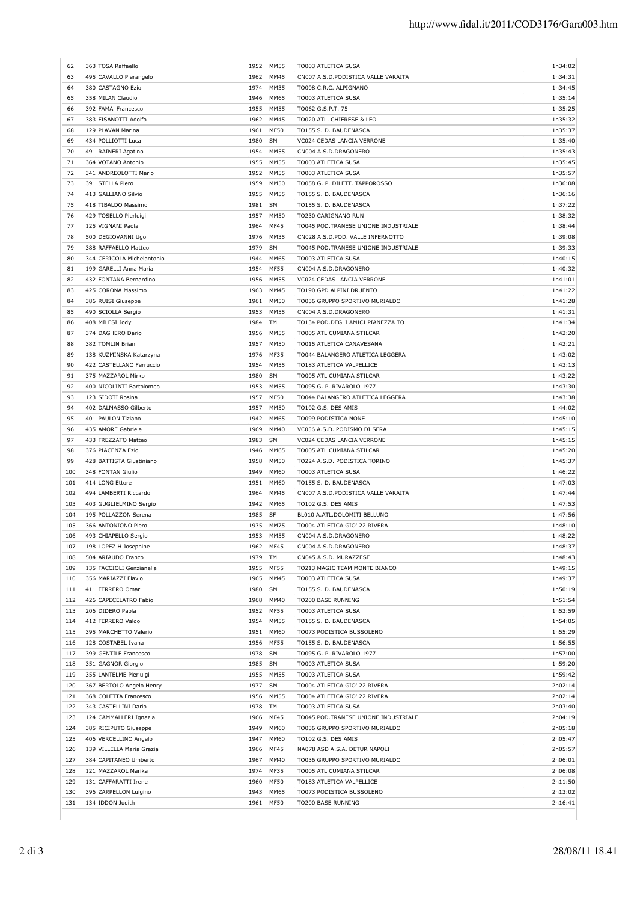| | | | | | |
|---|---|---|---|---|---|
| 62 | 363 TOSA Raffaello | 1952 | MM55 | TO003 ATLETICA SUSA | 1h34:02 |
| 63 | 495 CAVALLO Pierangelo | 1962 | MM45 | CN007 A.S.D.PODISTICA VALLE VARAITA | 1h34:31 |
| 64 | 380 CASTAGNO Ezio | 1974 | MM35 | TO008 C.R.C. ALPIGNANO | 1h34:45 |
| 65 | 358 MILAN Claudio | 1946 | MM65 | TO003 ATLETICA SUSA | 1h35:14 |
| 66 | 392 FAMA' Francesco | 1955 | MM55 | TO062 G.S.P.T. 75 | 1h35:25 |
| 67 | 383 FISANOTTI Adolfo | 1962 | MM45 | TO020 ATL. CHIERESE & LEO | 1h35:32 |
| 68 | 129 PLAVAN Marina | 1961 | MF50 | TO155 S. D. BAUDENASCA | 1h35:37 |
| 69 | 434 POLLIOTTI Luca | 1980 | SM | VC024 CEDAS LANCIA VERRONE | 1h35:40 |
| 70 | 491 RAINERI Agatino | 1954 | MM55 | CN004 A.S.D.DRAGONERO | 1h35:43 |
| 71 | 364 VOTANO Antonio | 1955 | MM55 | TO003 ATLETICA SUSA | 1h35:45 |
| 72 | 341 ANDREOLOTTI Mario | 1952 | MM55 | TO003 ATLETICA SUSA | 1h35:57 |
| 73 | 391 STELLA Piero | 1959 | MM50 | TO058 G. P. DILETT. TAPPOROSSO | 1h36:08 |
| 74 | 413 GALLIANO Silvio | 1955 | MM55 | TO155 S. D. BAUDENASCA | 1h36:16 |
| 75 | 418 TIBALDO Massimo | 1981 | SM | TO155 S. D. BAUDENASCA | 1h37:22 |
| 76 | 429 TOSELLO Pierluigi | 1957 | MM50 | TO230 CARIGNANO RUN | 1h38:32 |
| 77 | 125 VIGNANI Paola | 1964 | MF45 | TO045 POD.TRANESE UNIONE INDUSTRIALE | 1h38:44 |
| 78 | 500 DEGIOVANNI Ugo | 1976 | MM35 | CN028 A.S.D.POD. VALLE INFERNOTTO | 1h39:08 |
| 79 | 388 RAFFAELLO Matteo | 1979 | SM | TO045 POD.TRANESE UNIONE INDUSTRIALE | 1h39:33 |
| 80 | 344 CERICOLA Michelantonio | 1944 | MM65 | TO003 ATLETICA SUSA | 1h40:15 |
| 81 | 199 GARELLI Anna Maria | 1954 | MF55 | CN004 A.S.D.DRAGONERO | 1h40:32 |
| 82 | 432 FONTANA Bernardino | 1956 | MM55 | VC024 CEDAS LANCIA VERRONE | 1h41:01 |
| 83 | 425 CORONA Massimo | 1963 | MM45 | TO190 GPD ALPINI DRUENTO | 1h41:22 |
| 84 | 386 RUISI Giuseppe | 1961 | MM50 | TO036 GRUPPO SPORTIVO MURIALDO | 1h41:28 |
| 85 | 490 SCIOLLA Sergio | 1953 | MM55 | CN004 A.S.D.DRAGONERO | 1h41:31 |
| 86 | 408 MILESI Jody | 1984 | TM | TO134 POD.DEGLI AMICI PIANEZZA TO | 1h41:34 |
| 87 | 374 DAGHERO Dario | 1956 | MM55 | TO005 ATL CUMIANA STILCAR | 1h42:20 |
| 88 | 382 TOMLIN Brian | 1957 | MM50 | TO015 ATLETICA CANAVESANA | 1h42:21 |
| 89 | 138 KUZMINSKA Katarzyna | 1976 | MF35 | TO044 BALANGERO ATLETICA LEGGERA | 1h43:02 |
| 90 | 422 CASTELLANO Ferruccio | 1954 | MM55 | TO183 ATLETICA VALPELLICE | 1h43:13 |
| 91 | 375 MAZZAROL Mirko | 1980 | SM | TO005 ATL CUMIANA STILCAR | 1h43:22 |
| 92 | 400 NICOLINTI Bartolomeo | 1953 | MM55 | TO095 G. P. RIVAROLO 1977 | 1h43:30 |
| 93 | 123 SIDOTI Rosina | 1957 | MF50 | TO044 BALANGERO ATLETICA LEGGERA | 1h43:38 |
| 94 | 402 DALMASSO Gilberto | 1957 | MM50 | TO102 G.S. DES AMIS | 1h44:02 |
| 95 | 401 PAULON Tiziano | 1942 | MM65 | TO099 PODISTICA NONE | 1h45:10 |
| 96 | 435 AMORE Gabriele | 1969 | MM40 | VC056 A.S.D. PODISMO DI SERA | 1h45:15 |
| 97 | 433 FREZZATO Matteo | 1983 | SM | VC024 CEDAS LANCIA VERRONE | 1h45:15 |
| 98 | 376 PIACENZA Ezio | 1946 | MM65 | TO005 ATL CUMIANA STILCAR | 1h45:20 |
| 99 | 428 BATTISTA Giustiniano | 1958 | MM50 | TO224 A.S.D. PODISTICA TORINO | 1h45:37 |
| 100 | 348 FONTAN Giulio | 1949 | MM60 | TO003 ATLETICA SUSA | 1h46:22 |
| 101 | 414 LONG Ettore | 1951 | MM60 | TO155 S. D. BAUDENASCA | 1h47:03 |
| 102 | 494 LAMBERTI Riccardo | 1964 | MM45 | CN007 A.S.D.PODISTICA VALLE VARAITA | 1h47:44 |
| 103 | 403 GUGLIELMINO Sergio | 1942 | MM65 | TO102 G.S. DES AMIS | 1h47:53 |
| 104 | 195 POLLAZZON Serena | 1985 | SF | BL010 A.ATL.DOLOMITI BELLUNO | 1h47:56 |
| 105 | 366 ANTONIONO Piero | 1935 | MM75 | TO004 ATLETICA GIO' 22 RIVERA | 1h48:10 |
| 106 | 493 CHIAPELLO Sergio | 1953 | MM55 | CN004 A.S.D.DRAGONERO | 1h48:22 |
| 107 | 198 LOPEZ H Josephine | 1962 | MF45 | CN004 A.S.D.DRAGONERO | 1h48:37 |
| 108 | 504 ARIAUDO Franco | 1979 | TM | CN045 A.S.D. MURAZZESE | 1h48:43 |
| 109 | 135 FACCIOLI Genzianella | 1955 | MF55 | TO213 MAGIC TEAM MONTE BIANCO | 1h49:15 |
| 110 | 356 MARIAZZI Flavio | 1965 | MM45 | TO003 ATLETICA SUSA | 1h49:37 |
| 111 | 411 FERRERO Omar | 1980 | SM | TO155 S. D. BAUDENASCA | 1h50:19 |
| 112 | 426 CAPECELATRO Fabio | 1968 | MM40 | TO200 BASE RUNNING | 1h51:54 |
| 113 | 206 DIDERO Paola | 1952 | MF55 | TO003 ATLETICA SUSA | 1h53:59 |
| 114 | 412 FERRERO Valdo | 1954 | MM55 | TO155 S. D. BAUDENASCA | 1h54:05 |
| 115 | 395 MARCHETTO Valerio | 1951 | MM60 | TO073 PODISTICA BUSSOLENO | 1h55:29 |
| 116 | 128 COSTABEL Ivana | 1956 | MF55 | TO155 S. D. BAUDENASCA | 1h56:55 |
| 117 | 399 GENTILE Francesco | 1978 | SM | TO095 G. P. RIVAROLO 1977 | 1h57:00 |
| 118 | 351 GAGNOR Giorgio | 1985 | SM | TO003 ATLETICA SUSA | 1h59:20 |
| 119 | 355 LANTELME Pierluigi | 1955 | MM55 | TO003 ATLETICA SUSA | 1h59:42 |
| 120 | 367 BERTOLO Angelo Henry | 1977 | SM | TO004 ATLETICA GIO' 22 RIVERA | 2h02:14 |
| 121 | 368 COLETTA Francesco | 1956 | MM55 | TO004 ATLETICA GIO' 22 RIVERA | 2h02:14 |
| 122 | 343 CASTELLINI Dario | 1978 | TM | TO003 ATLETICA SUSA | 2h03:40 |
| 123 | 124 CAMMALLERI Ignazia | 1966 | MF45 | TO045 POD.TRANESE UNIONE INDUSTRIALE | 2h04:19 |
| 124 | 385 RICIPUTO Giuseppe | 1949 | MM60 | TO036 GRUPPO SPORTIVO MURIALDO | 2h05:18 |
| 125 | 406 VERCELLINO Angelo | 1947 | MM60 | TO102 G.S. DES AMIS | 2h05:47 |
| 126 | 139 VILLELLA Maria Grazia | 1966 | MF45 | NA078 ASD A.S.A. DETUR NAPOLI | 2h05:57 |
| 127 | 384 CAPITANEO Umberto | 1967 | MM40 | TO036 GRUPPO SPORTIVO MURIALDO | 2h06:01 |
| 128 | 121 MAZZAROL Marika | 1974 | MF35 | TO005 ATL CUMIANA STILCAR | 2h06:08 |
| 129 | 131 CAFFARATTI Irene | 1960 | MF50 | TO183 ATLETICA VALPELLICE | 2h11:50 |
| 130 | 396 ZARPELLON Luigino | 1943 | MM65 | TO073 PODISTICA BUSSOLENO | 2h13:02 |
| 131 | 134 IDDON Judith | 1961 | MF50 | TO200 BASE RUNNING | 2h16:41 |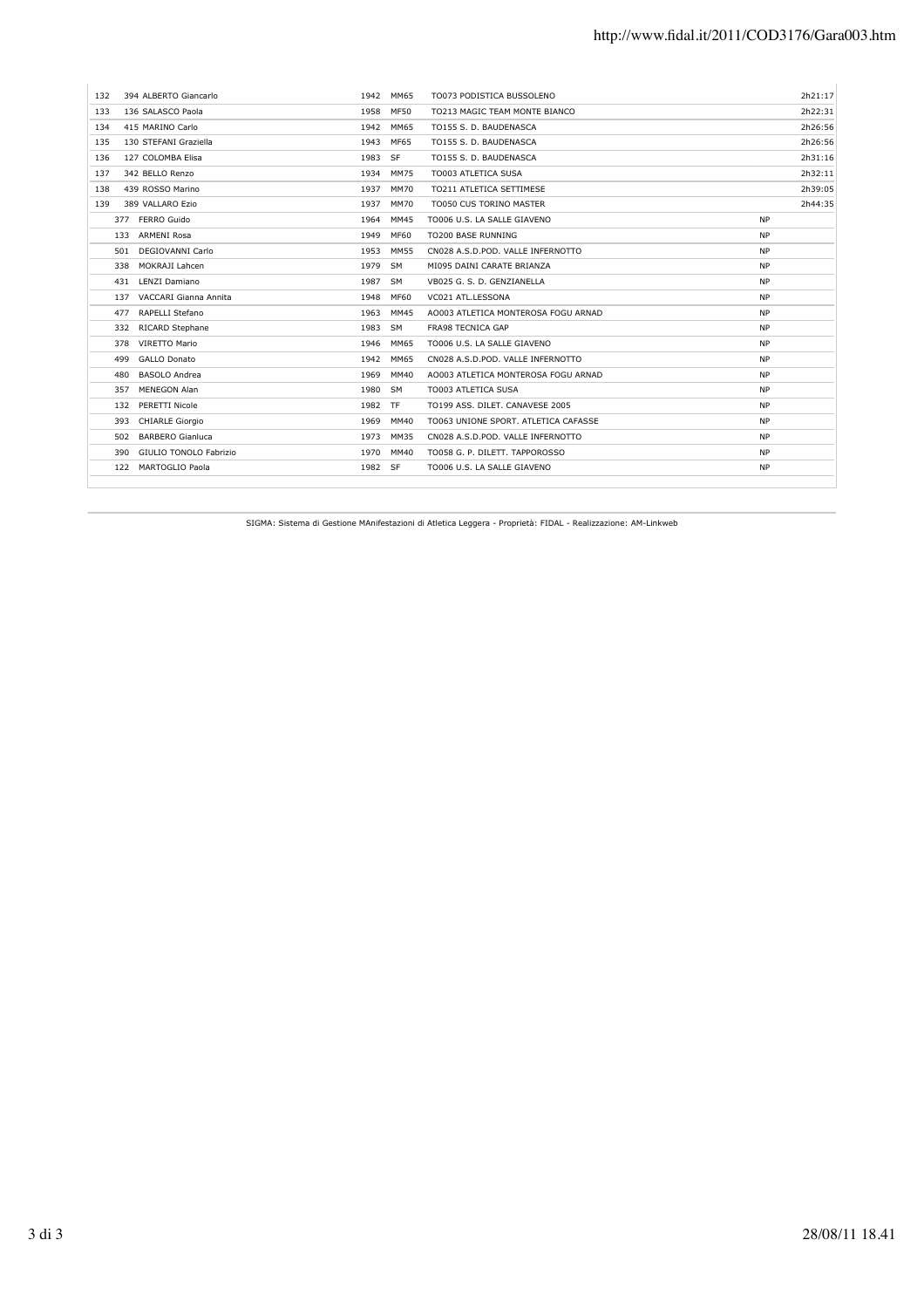| | | | | | | | |
|---|---|---|---|---|---|---|---|
| 132 | 394 | ALBERTO Giancarlo | 1942 | MM65 | TO073 PODISTICA BUSSOLENO | | 2h21:17 |
| 133 | 136 | SALASCO Paola | 1958 | MF50 | TO213 MAGIC TEAM MONTE BIANCO | | 2h22:31 |
| 134 | 415 | MARINO Carlo | 1942 | MM65 | TO155 S. D. BAUDENASCA | | 2h26:56 |
| 135 | 130 | STEFANI Graziella | 1943 | MF65 | TO155 S. D. BAUDENASCA | | 2h26:56 |
| 136 | 127 | COLOMBA Elisa | 1983 | SF | TO155 S. D. BAUDENASCA | | 2h31:16 |
| 137 | 342 | BELLO Renzo | 1934 | MM75 | TO003 ATLETICA SUSA | | 2h32:11 |
| 138 | 439 | ROSSO Marino | 1937 | MM70 | TO211 ATLETICA SETTIMESE | | 2h39:05 |
| 139 | 389 | VALLARO Ezio | 1937 | MM70 | TO050 CUS TORINO MASTER | | 2h44:35 |
| | 377 | FERRO Guido | 1964 | MM45 | TO006 U.S. LA SALLE GIAVENO | NP | |
| | 133 | ARMENI Rosa | 1949 | MF60 | TO200 BASE RUNNING | NP | |
| | 501 | DEGIOVANNI Carlo | 1953 | MM55 | CN028 A.S.D.POD. VALLE INFERNOTTO | NP | |
| | 338 | MOKRAJI Lahcen | 1979 | SM | MI095 DAINI CARATE BRIANZA | NP | |
| | 431 | LENZI Damiano | 1987 | SM | VB025 G. S. D. GENZIANELLA | NP | |
| | 137 | VACCARI Gianna Annita | 1948 | MF60 | VC021 ATL.LESSONA | NP | |
| | 477 | RAPELLI Stefano | 1963 | MM45 | AO003 ATLETICA MONTEROSA FOGU ARNAD | NP | |
| | 332 | RICARD Stephane | 1983 | SM | FRA98 TECNICA GAP | NP | |
| | 378 | VIRETTO Mario | 1946 | MM65 | TO006 U.S. LA SALLE GIAVENO | NP | |
| | 499 | GALLO Donato | 1942 | MM65 | CN028 A.S.D.POD. VALLE INFERNOTTO | NP | |
| | 480 | BASOLO Andrea | 1969 | MM40 | AO003 ATLETICA MONTEROSA FOGU ARNAD | NP | |
| | 357 | MENEGON Alan | 1980 | SM | TO003 ATLETICA SUSA | NP | |
| | 132 | PERETTI Nicole | 1982 | TF | TO199 ASS. DILET. CANAVESE 2005 | NP | |
| | 393 | CHIARLE Giorgio | 1969 | MM40 | TO063 UNIONE SPORT. ATLETICA CAFASSE | NP | |
| | 502 | BARBERO Gianluca | 1973 | MM35 | CN028 A.S.D.POD. VALLE INFERNOTTO | NP | |
| | 390 | GIULIO TONOLO Fabrizio | 1970 | MM40 | TO058 G. P. DILETT. TAPPOROSSO | NP | |
| | 122 | MARTOGLIO Paola | 1982 | SF | TO006 U.S. LA SALLE GIAVENO | NP | |

SIGMA: Sistema di Gestione MAnifestazioni di Atletica Leggera - Proprietà: FIDAL - Realizzazione: AM-Linkweb